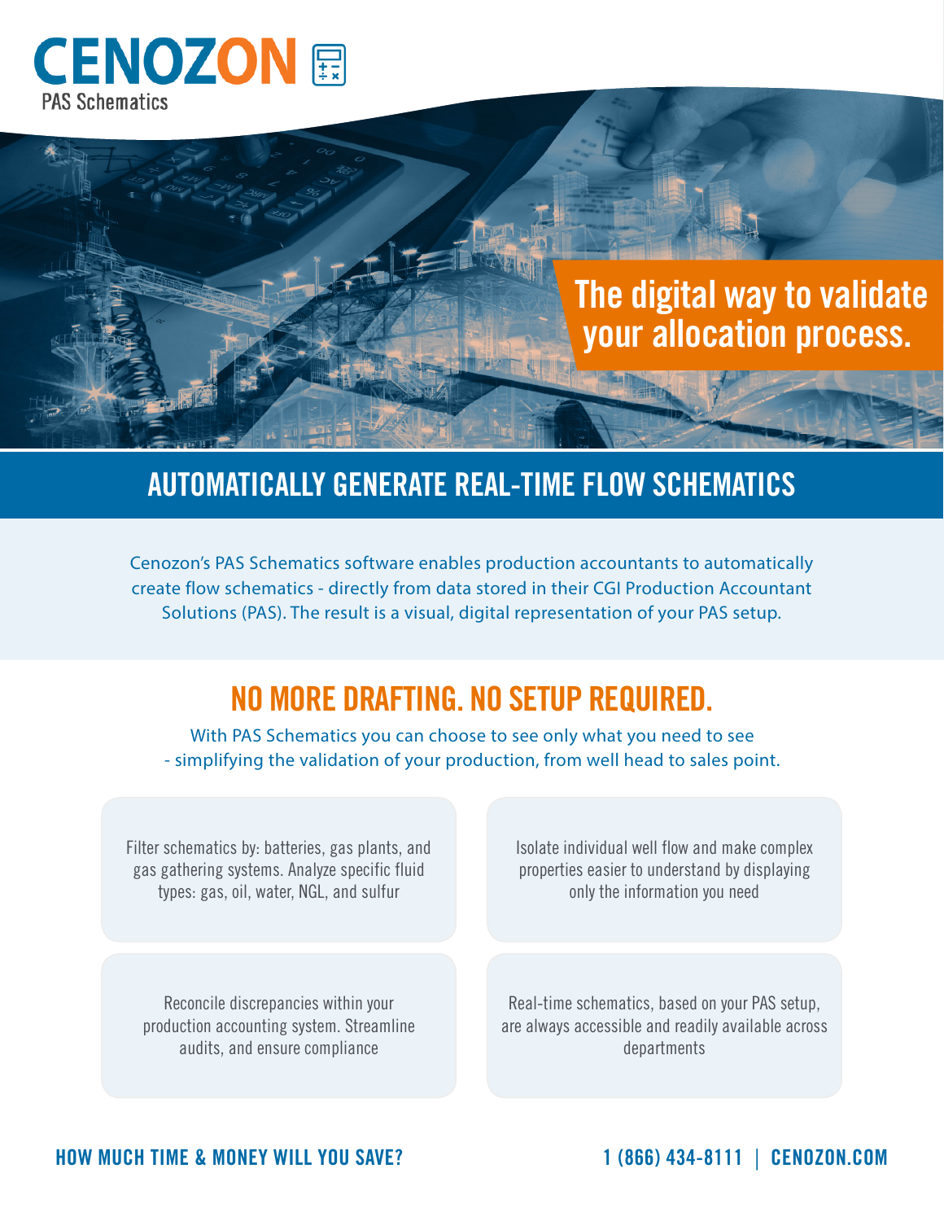# CENOZON

PAS Schematics

## The digital way to validate your allocation process.

## AUTOMATICALLY GENERATE REAL-TIME FLOW SCHEMATICS

Cenozon's PAS Schematics software enables production accountants to automatically create flow schematics - directly from data stored in their CGI Production Accountant Solutions (PAS). The result is a visual, digital representation of your PAS setup.

## NO MORE DRAFTING. NO SETUP REQUIRED.

With PAS Schematics you can choose to see only what you need to see - simplifying the validation of your production, from well head to sales point.

Filter schematics by: batteries, gas plants, and gas gathering systems. Analyze specific fluid types: gas, oil, water, NGL, and sulfur

Isolate individual well flow and make complex properties easier to understand by displaying only the information you need

Reconcile discrepancies within your production accounting system. Streamline audits, and ensure compliance

Real-time schematics, based on your PAS setup, are always accessible and readily available across departments

**HOW MUCH TIME & MONEY WILL YOU SAVE?**

**1 (866) 434-8111 | CENOZON.COM**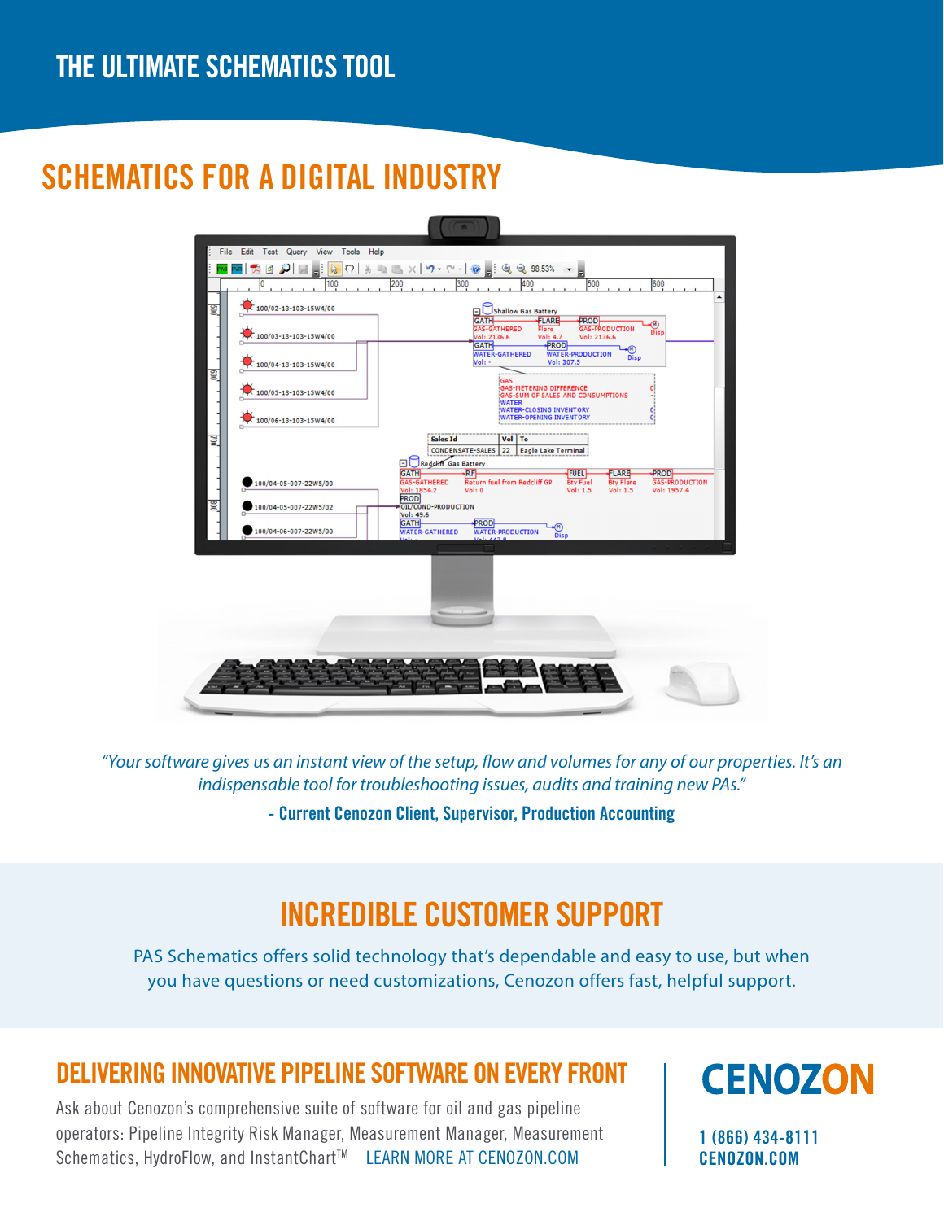# THE ULTIMATE SCHEMATICS TOOL

## SCHEMATICS FOR A DIGITAL INDUSTRY

*"Your software gives us an instant view of the setup, flow and volumes for any of our properties. It's an indispensable tool for troubleshooting issues, audits and training new PAs."*

**- Current Cenozon Client, Supervisor, Production Accounting**

## INCREDIBLE CUSTOMER SUPPORT

PAS Schematics offers solid technology that's dependable and easy to use, but when you have questions or need customizations, Cenozon offers fast, helpful support.

## DELIVERING INNOVATIVE PIPELINE SOFTWARE ON EVERY FRONT

Ask about Cenozon's comprehensive suite of software for oil and gas pipeline operators: Pipeline Integrity Risk Manager, Measurement Manager, Measurement Schematics, HydroFlow, and InstantChart™ LEARN MORE AT CENOZON.COM

**CENOZON**

**1 (866) 434-8111**
**CENOZON.COM**